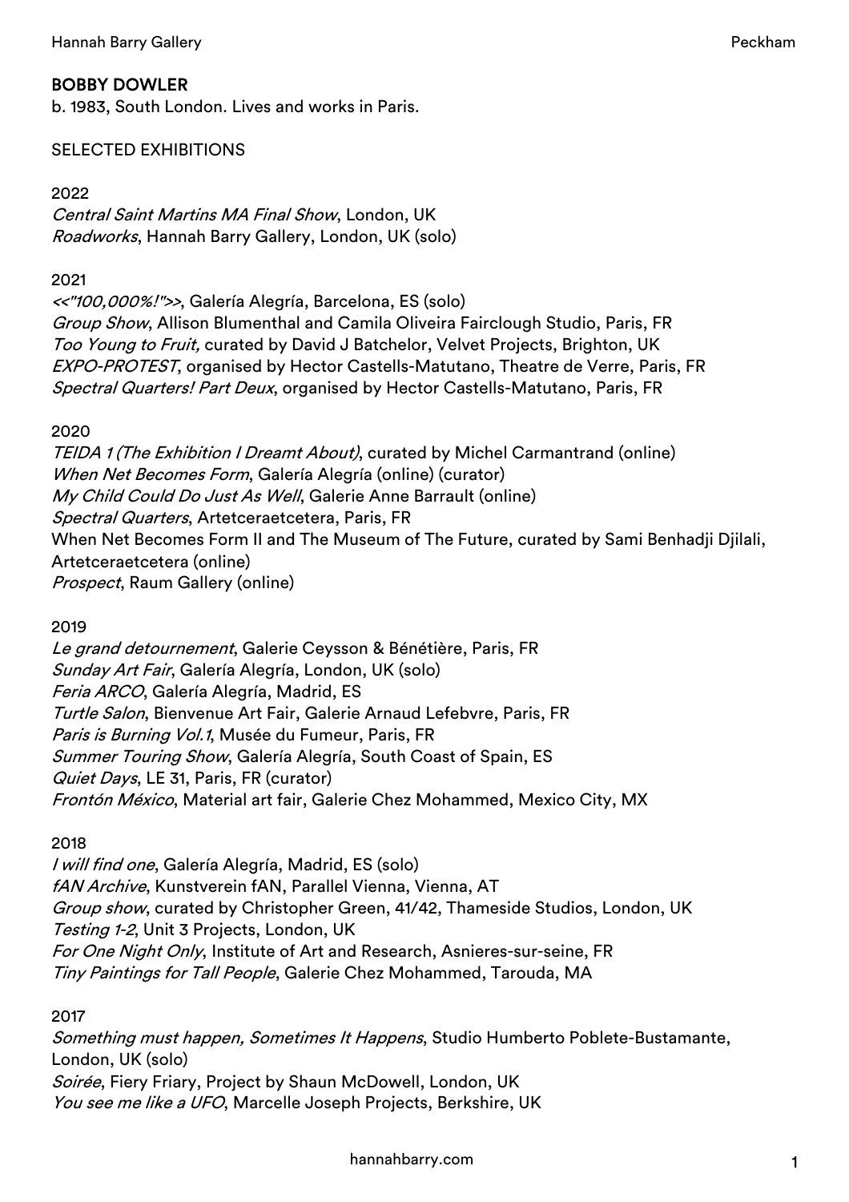## BOBBY DOWLER

b. 1983, South London. Lives and works in Paris.

### SELECTED EXHIBITIONS

2022

*Central Saint Martins MA Final Show*, London, UK
*Roadworks*, Hannah Barry Gallery, London, UK (solo)

2021

*<<"100,000%!">>*, Galería Alegría, Barcelona, ES (solo)
*Group Show*, Allison Blumenthal and Camila Oliveira Fairclough Studio, Paris, FR
*Too Young to Fruit,* curated by David J Batchelor, Velvet Projects, Brighton, UK
*EXPO-PROTEST*, organised by Hector Castells-Matutano, Theatre de Verre, Paris, FR
*Spectral Quarters! Part Deux*, organised by Hector Castells-Matutano, Paris, FR

2020

*TEIDA 1 (The Exhibition I Dreamt About)*, curated by Michel Carmantrand (online)
*When Net Becomes Form*, Galería Alegría (online) (curator)
*My Child Could Do Just As Well*, Galerie Anne Barrault (online)
*Spectral Quarters*, Artetceraetcetera, Paris, FR
When Net Becomes Form II and The Museum of The Future, curated by Sami Benhadji Djilali, Artetceraetcetera (online)
*Prospect*, Raum Gallery (online)

2019

*Le grand detournement*, Galerie Ceysson & Bénétière, Paris, FR
*Sunday Art Fair*, Galería Alegría, London, UK (solo)
*Feria ARCO*, Galería Alegría, Madrid, ES
*Turtle Salon*, Bienvenue Art Fair, Galerie Arnaud Lefebvre, Paris, FR
*Paris is Burning Vol.1*, Musée du Fumeur, Paris, FR
*Summer Touring Show*, Galería Alegría, South Coast of Spain, ES
*Quiet Days*, LE 31, Paris, FR (curator)
*Frontón México*, Material art fair, Galerie Chez Mohammed, Mexico City, MX

2018

*I will find one*, Galería Alegría, Madrid, ES (solo)
*fAN Archive*, Kunstverein fAN, Parallel Vienna, Vienna, AT
*Group show*, curated by Christopher Green, 41/42, Thameside Studios, London, UK
*Testing 1-2*, Unit 3 Projects, London, UK
*For One Night Only*, Institute of Art and Research, Asnieres-sur-seine, FR
*Tiny Paintings for Tall People*, Galerie Chez Mohammed, Tarouda, MA

2017

*Something must happen, Sometimes It Happens*, Studio Humberto Poblete-Bustamante, London, UK (solo)
*Soirée*, Fiery Friary, Project by Shaun McDowell, London, UK
*You see me like a UFO*, Marcelle Joseph Projects, Berkshire, UK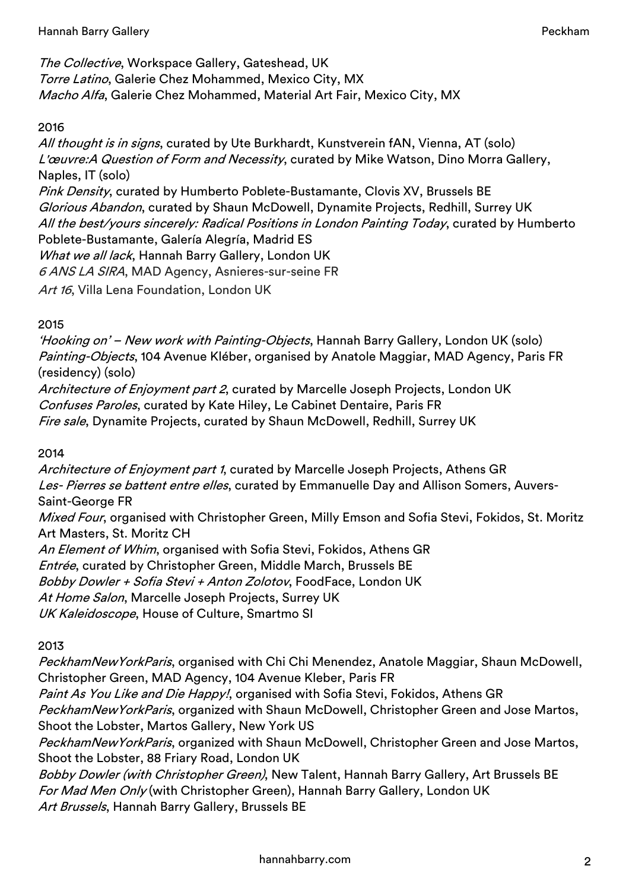*The Collective*, Workspace Gallery, Gateshead, UK
*Torre Latino*, Galerie Chez Mohammed, Mexico City, MX
*Macho Alfa*, Galerie Chez Mohammed, Material Art Fair, Mexico City, MX

2016

*All thought is in signs*, curated by Ute Burkhardt, Kunstverein fAN, Vienna, AT (solo)
*L'œuvre:A Question of Form and Necessity*, curated by Mike Watson, Dino Morra Gallery, Naples, IT (solo)
*Pink Density*, curated by Humberto Poblete-Bustamante, Clovis XV, Brussels BE
*Glorious Abandon*, curated by Shaun McDowell, Dynamite Projects, Redhill, Surrey UK
*All the best/yours sincerely: Radical Positions in London Painting Today*, curated by Humberto Poblete-Bustamante, Galería Alegría, Madrid ES
*What we all lack*, Hannah Barry Gallery, London UK
*6 ANS LA SIRA*, MAD Agency, Asnieres-sur-seine FR
*Art 16*, Villa Lena Foundation, London UK

2015

*'Hooking on' – New work with Painting-Objects*, Hannah Barry Gallery, London UK (solo)
*Painting-Objects*, 104 Avenue Kléber, organised by Anatole Maggiar, MAD Agency, Paris FR (residency) (solo)
*Architecture of Enjoyment part 2*, curated by Marcelle Joseph Projects, London UK
*Confuses Paroles*, curated by Kate Hiley, Le Cabinet Dentaire, Paris FR
*Fire sale*, Dynamite Projects, curated by Shaun McDowell, Redhill, Surrey UK

2014

*Architecture of Enjoyment part 1*, curated by Marcelle Joseph Projects, Athens GR
*Les- Pierres se battent entre elles*, curated by Emmanuelle Day and Allison Somers, Auvers-Saint-George FR
*Mixed Four*, organised with Christopher Green, Milly Emson and Sofia Stevi, Fokidos, St. Moritz Art Masters, St. Moritz CH
*An Element of Whim*, organised with Sofia Stevi, Fokidos, Athens GR
*Entrée*, curated by Christopher Green, Middle March, Brussels BE
*Bobby Dowler + Sofia Stevi + Anton Zolotov*, FoodFace, London UK
*At Home Salon*, Marcelle Joseph Projects, Surrey UK
*UK Kaleidoscope*, House of Culture, Smartmo SI

2013

*PeckhamNewYorkParis*, organised with Chi Chi Menendez, Anatole Maggiar, Shaun McDowell, Christopher Green, MAD Agency, 104 Avenue Kleber, Paris FR
*Paint As You Like and Die Happy!*, organised with Sofia Stevi, Fokidos, Athens GR
*PeckhamNewYorkParis*, organized with Shaun McDowell, Christopher Green and Jose Martos, Shoot the Lobster, Martos Gallery, New York US
*PeckhamNewYorkParis*, organized with Shaun McDowell, Christopher Green and Jose Martos, Shoot the Lobster, 88 Friary Road, London UK
*Bobby Dowler (with Christopher Green)*, New Talent, Hannah Barry Gallery, Art Brussels BE
*For Mad Men Only* (with Christopher Green), Hannah Barry Gallery, London UK
*Art Brussels*, Hannah Barry Gallery, Brussels BE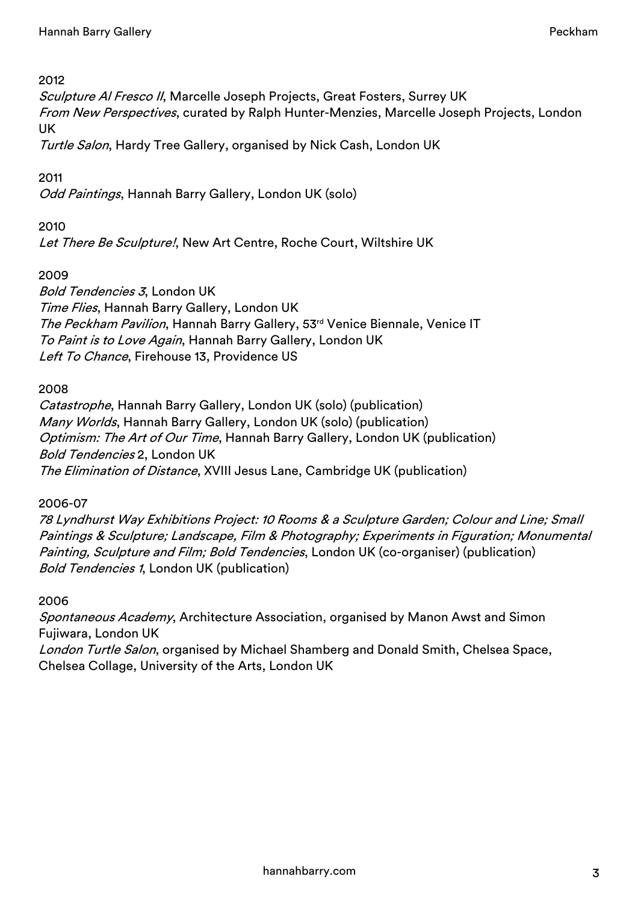2012

*Sculpture Al Fresco II*, Marcelle Joseph Projects, Great Fosters, Surrey UK
*From New Perspectives*, curated by Ralph Hunter-Menzies, Marcelle Joseph Projects, London UK
*Turtle Salon*, Hardy Tree Gallery, organised by Nick Cash, London UK

2011

*Odd Paintings*, Hannah Barry Gallery, London UK (solo)

2010

*Let There Be Sculpture!*, New Art Centre, Roche Court, Wiltshire UK

2009

*Bold Tendencies 3*, London UK
*Time Flies*, Hannah Barry Gallery, London UK
*The Peckham Pavilion*, Hannah Barry Gallery, 53rd Venice Biennale, Venice IT
*To Paint is to Love Again*, Hannah Barry Gallery, London UK
*Left To Chance*, Firehouse 13, Providence US

2008

*Catastrophe*, Hannah Barry Gallery, London UK (solo) (publication)
*Many Worlds*, Hannah Barry Gallery, London UK (solo) (publication)
*Optimism: The Art of Our Time*, Hannah Barry Gallery, London UK (publication)
*Bold Tendencies* 2, London UK
*The Elimination of Distance*, XVIII Jesus Lane, Cambridge UK (publication)

2006-07

*78 Lyndhurst Way Exhibitions Project: 10 Rooms & a Sculpture Garden; Colour and Line; Small Paintings & Sculpture; Landscape, Film & Photography; Experiments in Figuration; Monumental Painting, Sculpture and Film; Bold Tendencies*, London UK (co-organiser) (publication)
*Bold Tendencies 1*, London UK (publication)

2006

*Spontaneous Academy*, Architecture Association, organised by Manon Awst and Simon Fujiwara, London UK
*London Turtle Salon*, organised by Michael Shamberg and Donald Smith, Chelsea Space, Chelsea Collage, University of the Arts, London UK